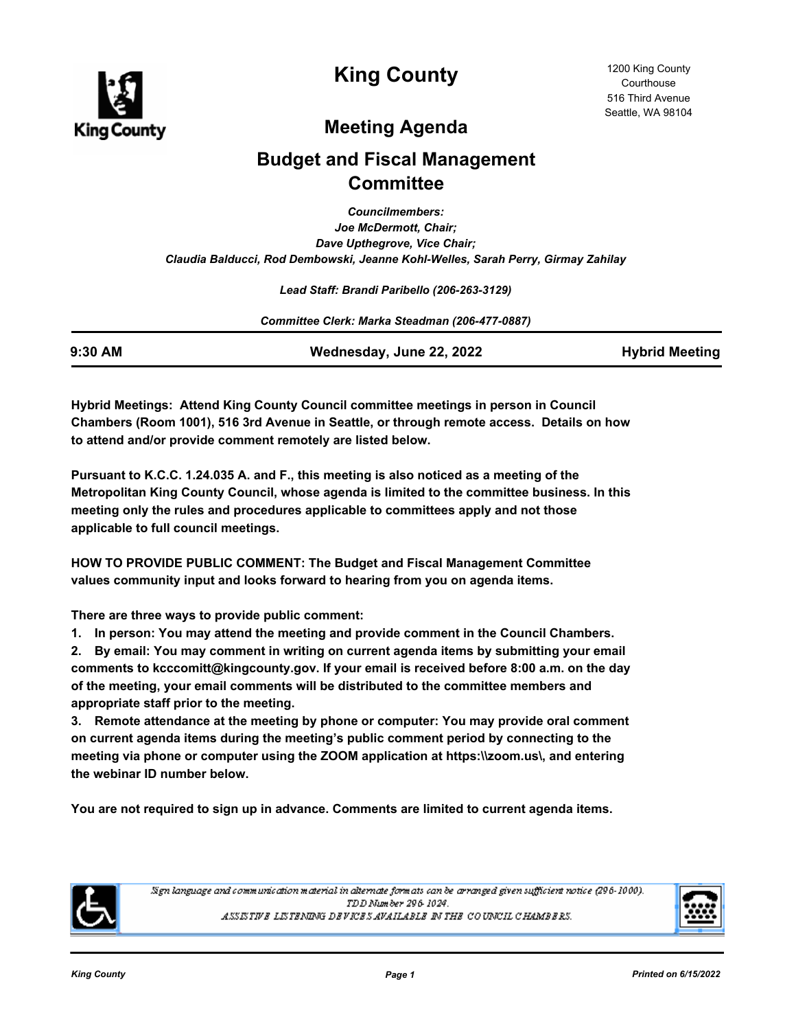# King County

1200 King County Courthouse
516 Third Avenue
Seattle, WA 98104

## Meeting Agenda

## Budget and Fiscal Management Committee

*Councilmembers:*
*Joe McDermott, Chair;*
*Dave Upthegrove, Vice Chair;*
*Claudia Balducci, Rod Dembowski, Jeanne Kohl-Welles, Sarah Perry, Girmay Zahilay*

*Lead Staff: Brandi Paribello (206-263-3129)*

*Committee Clerk: Marka Steadman (206-477-0887)*

| 9:30 AM | Wednesday, June 22, 2022 | Hybrid Meeting |
|---|---|---|

**Hybrid Meetings: Attend King County Council committee meetings in person in Council Chambers (Room 1001), 516 3rd Avenue in Seattle, or through remote access. Details on how to attend and/or provide comment remotely are listed below.**

**Pursuant to K.C.C. 1.24.035 A. and F., this meeting is also noticed as a meeting of the Metropolitan King County Council, whose agenda is limited to the committee business. In this meeting only the rules and procedures applicable to committees apply and not those applicable to full council meetings.**

**HOW TO PROVIDE PUBLIC COMMENT: The Budget and Fiscal Management Committee values community input and looks forward to hearing from you on agenda items.**

**There are three ways to provide public comment:**

**1. In person: You may attend the meeting and provide comment in the Council Chambers.**

**2. By email: You may comment in writing on current agenda items by submitting your email comments to kcccomitt@kingcounty.gov. If your email is received before 8:00 a.m. on the day of the meeting, your email comments will be distributed to the committee members and appropriate staff prior to the meeting.**

**3. Remote attendance at the meeting by phone or computer: You may provide oral comment on current agenda items during the meeting's public comment period by connecting to the meeting via phone or computer using the ZOOM application at https:\\zoom.us\, and entering the webinar ID number below.**

**You are not required to sign up in advance. Comments are limited to current agenda items.**

*Sign language and communication material in alternate formats can be arranged given sufficient notice (296-1000).*
*TDD Number 296-1024.*
*ASSISTIVE LISTENING DEVICES AVAILABLE IN THE COUNCIL CHAMBERS.*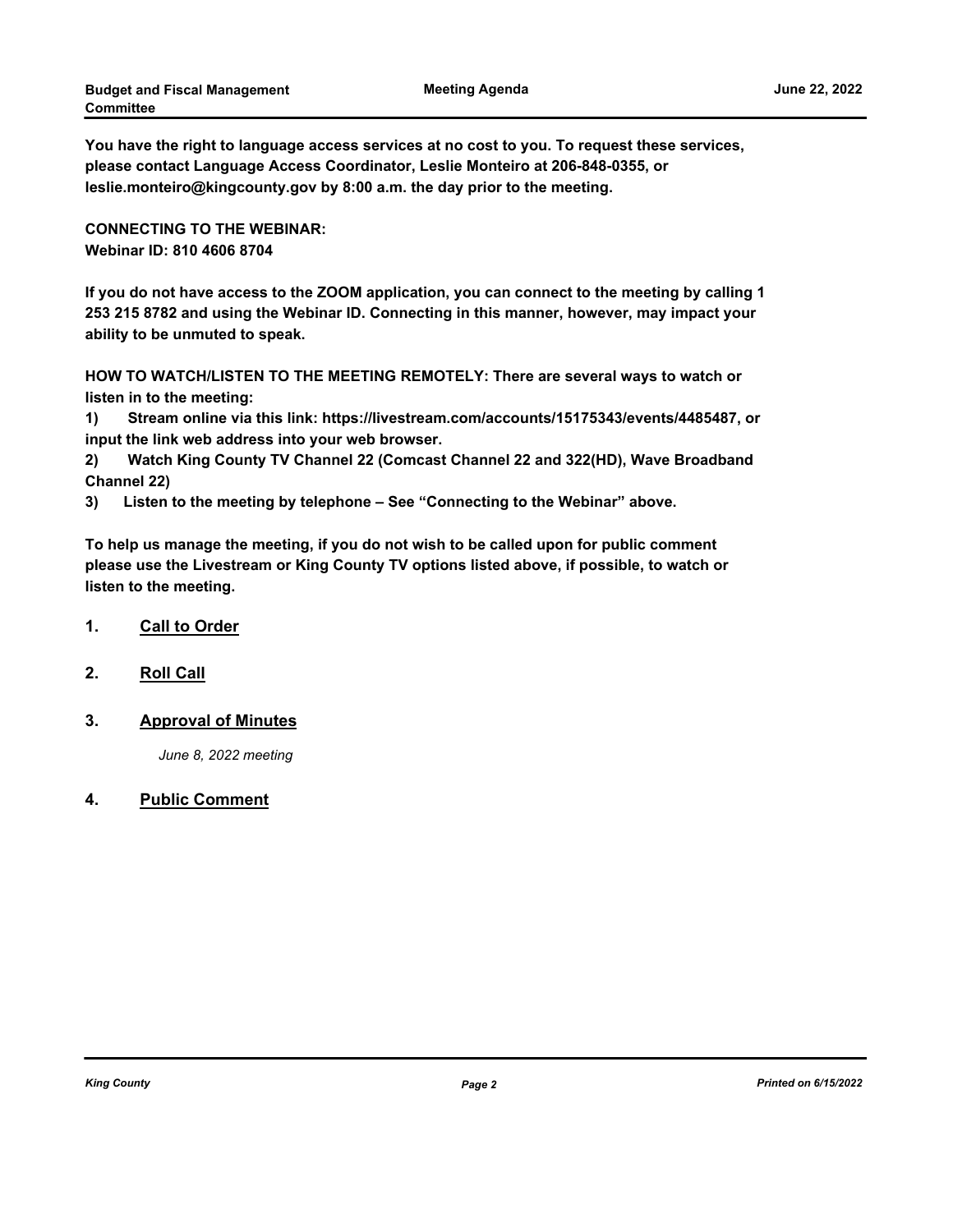**You have the right to language access services at no cost to you. To request these services, please contact Language Access Coordinator, Leslie Monteiro at 206-848-0355, or leslie.monteiro@kingcounty.gov by 8:00 a.m. the day prior to the meeting.**

**CONNECTING TO THE WEBINAR:**
**Webinar ID: 810 4606 8704**

**If you do not have access to the ZOOM application, you can connect to the meeting by calling 1 253 215 8782 and using the Webinar ID. Connecting in this manner, however, may impact your ability to be unmuted to speak.**

**HOW TO WATCH/LISTEN TO THE MEETING REMOTELY: There are several ways to watch or listen in to the meeting:**

**1) Stream online via this link: https://livestream.com/accounts/15175343/events/4485487, or input the link web address into your web browser.**

**2) Watch King County TV Channel 22 (Comcast Channel 22 and 322(HD), Wave Broadband Channel 22)**

**3) Listen to the meeting by telephone – See "Connecting to the Webinar" above.**

**To help us manage the meeting, if you do not wish to be called upon for public comment please use the Livestream or King County TV options listed above, if possible, to watch or listen to the meeting.**

## 1. Call to Order

## 2. Roll Call

## 3. Approval of Minutes

*June 8, 2022 meeting*

## 4. Public Comment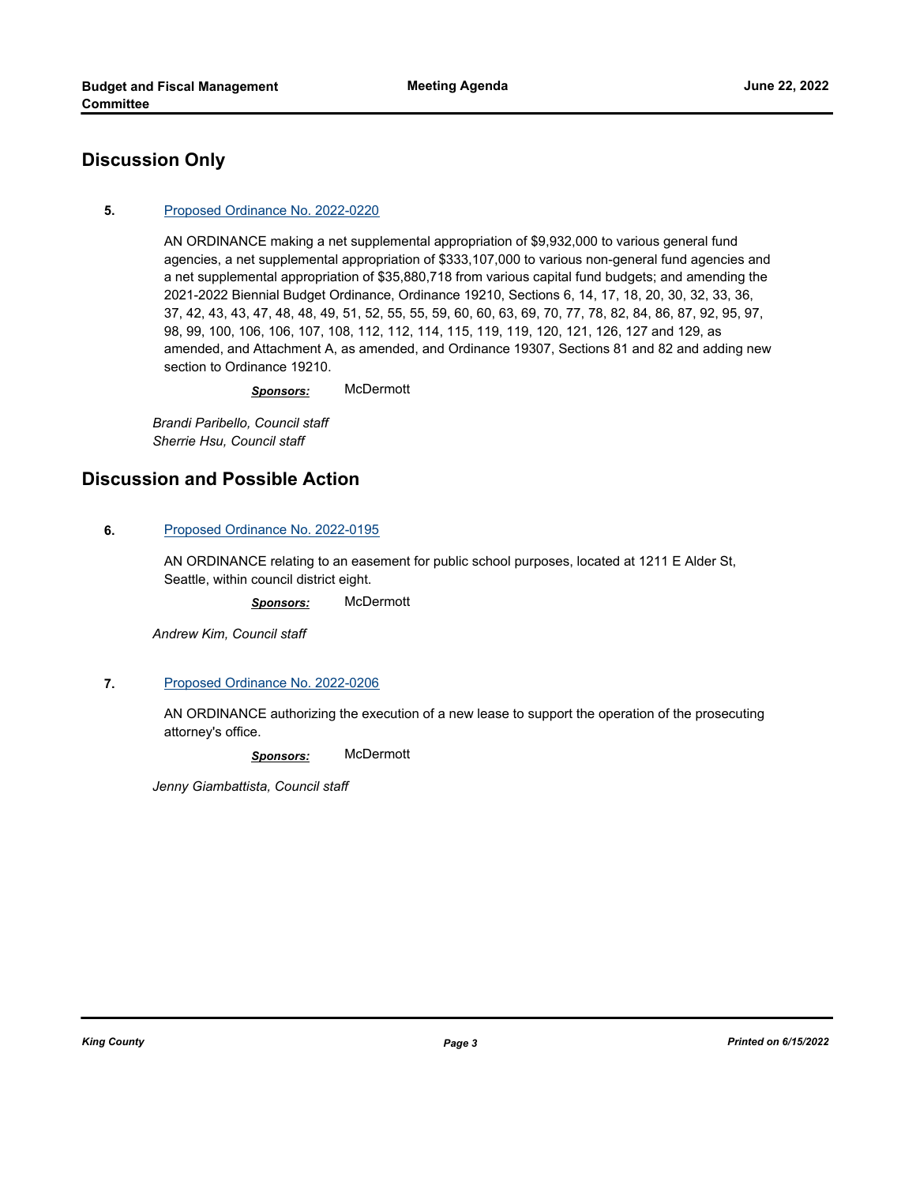## Discussion Only

**5.** Proposed Ordinance No. 2022-0220

AN ORDINANCE making a net supplemental appropriation of $9,932,000 to various general fund agencies, a net supplemental appropriation of $333,107,000 to various non-general fund agencies and a net supplemental appropriation of $35,880,718 from various capital fund budgets; and amending the 2021-2022 Biennial Budget Ordinance, Ordinance 19210, Sections 6, 14, 17, 18, 20, 30, 32, 33, 36, 37, 42, 43, 43, 47, 48, 48, 49, 51, 52, 55, 55, 59, 60, 60, 63, 69, 70, 77, 78, 82, 84, 86, 87, 92, 95, 97, 98, 99, 100, 106, 106, 107, 108, 112, 112, 114, 115, 119, 119, 120, 121, 126, 127 and 129, as amended, and Attachment A, as amended, and Ordinance 19307, Sections 81 and 82 and adding new section to Ordinance 19210.

***Sponsors:*** McDermott

*Brandi Paribello, Council staff*
*Sherrie Hsu, Council staff*

## Discussion and Possible Action

**6.** Proposed Ordinance No. 2022-0195

AN ORDINANCE relating to an easement for public school purposes, located at 1211 E Alder St, Seattle, within council district eight.

***Sponsors:*** McDermott

*Andrew Kim, Council staff*

**7.** Proposed Ordinance No. 2022-0206

AN ORDINANCE authorizing the execution of a new lease to support the operation of the prosecuting attorney's office.

***Sponsors:*** McDermott

*Jenny Giambattista, Council staff*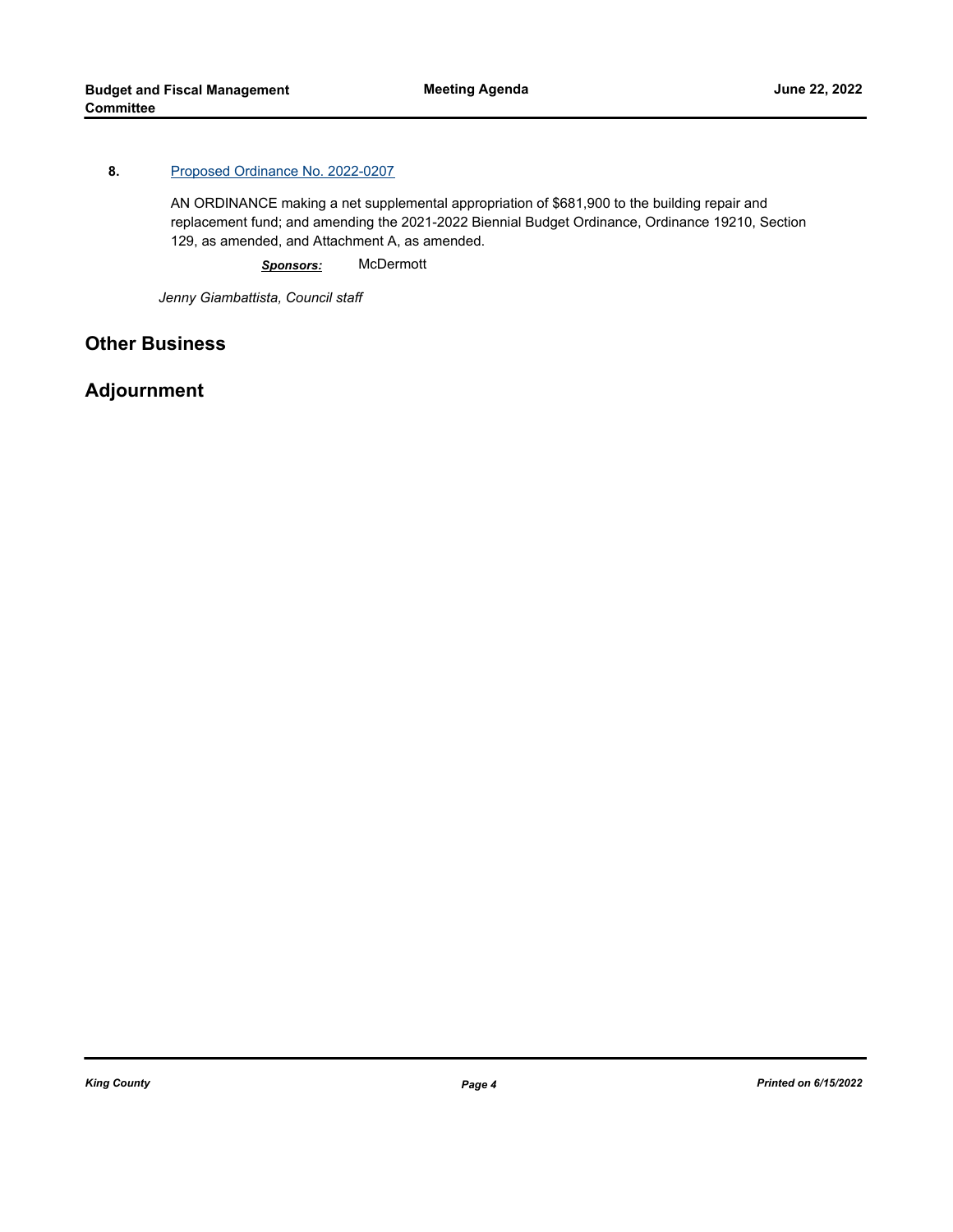**8.** Proposed Ordinance No. 2022-0207

AN ORDINANCE making a net supplemental appropriation of $681,900 to the building repair and replacement fund; and amending the 2021-2022 Biennial Budget Ordinance, Ordinance 19210, Section 129, as amended, and Attachment A, as amended.

***Sponsors:*** McDermott

*Jenny Giambattista, Council staff*

## Other Business

## Adjournment